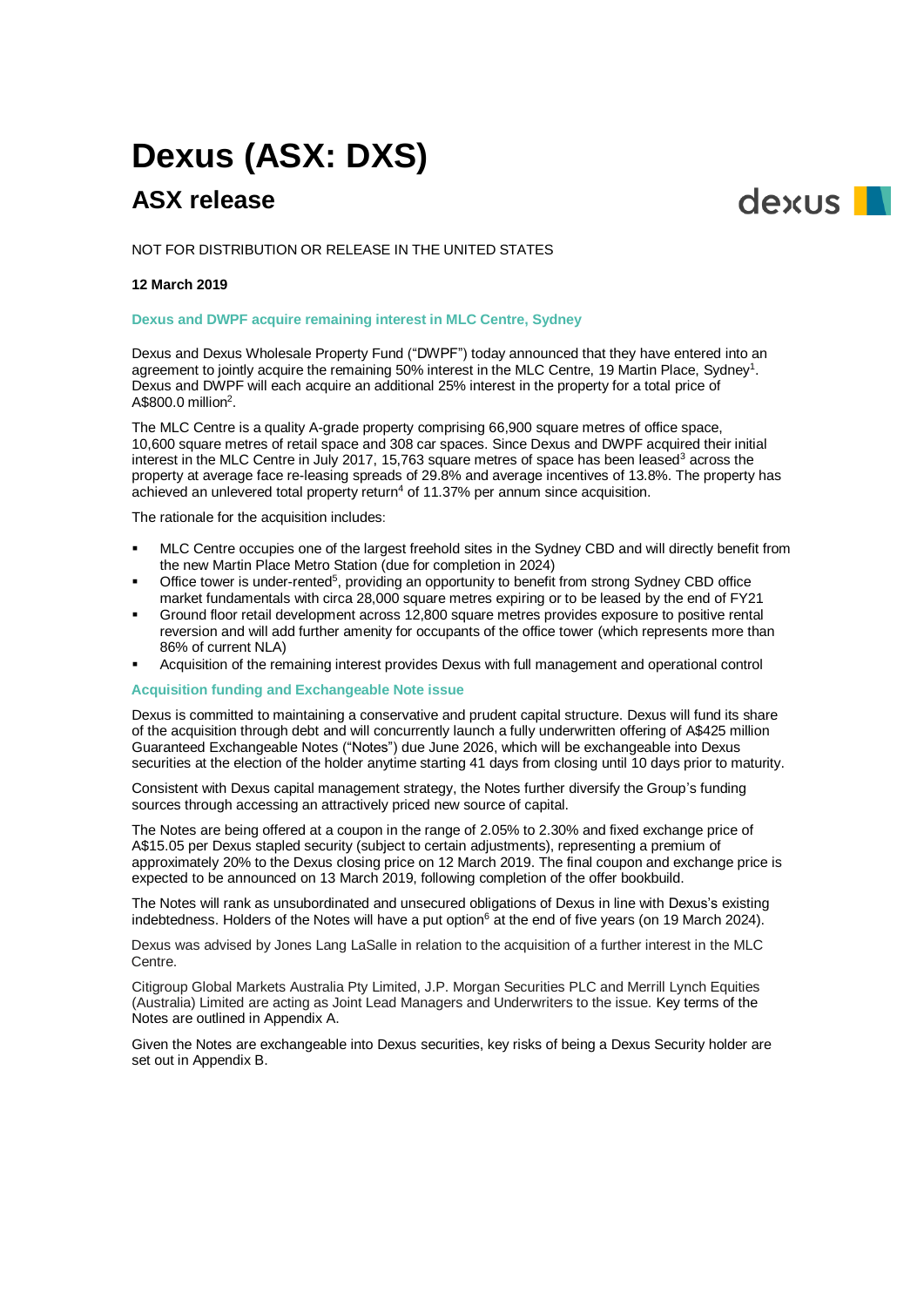# Dexus (ASX: DXS)

## ASX release

NOT FOR DISTRIBUTION OR RELEASE IN THE UNITED STATES

**12 March 2019**

### Dexus and DWPF acquire remaining interest in MLC Centre, Sydney

Dexus and Dexus Wholesale Property Fund ("DWPF") today announced that they have entered into an agreement to jointly acquire the remaining 50% interest in the MLC Centre, 19 Martin Place, Sydney[1]. Dexus and DWPF will each acquire an additional 25% interest in the property for a total price of A$800.0 million[2].

The MLC Centre is a quality A-grade property comprising 66,900 square metres of office space, 10,600 square metres of retail space and 308 car spaces. Since Dexus and DWPF acquired their initial interest in the MLC Centre in July 2017, 15,763 square metres of space has been leased[3] across the property at average face re-leasing spreads of 29.8% and average incentives of 13.8%. The property has achieved an unlevered total property return[4] of 11.37% per annum since acquisition.

The rationale for the acquisition includes:

- MLC Centre occupies one of the largest freehold sites in the Sydney CBD and will directly benefit from the new Martin Place Metro Station (due for completion in 2024)
- Office tower is under-rented[5], providing an opportunity to benefit from strong Sydney CBD office market fundamentals with circa 28,000 square metres expiring or to be leased by the end of FY21
- Ground floor retail development across 12,800 square metres provides exposure to positive rental reversion and will add further amenity for occupants of the office tower (which represents more than 86% of current NLA)
- Acquisition of the remaining interest provides Dexus with full management and operational control

### Acquisition funding and Exchangeable Note issue

Dexus is committed to maintaining a conservative and prudent capital structure. Dexus will fund its share of the acquisition through debt and will concurrently launch a fully underwritten offering of A$425 million Guaranteed Exchangeable Notes ("Notes") due June 2026, which will be exchangeable into Dexus securities at the election of the holder anytime starting 41 days from closing until 10 days prior to maturity.

Consistent with Dexus capital management strategy, the Notes further diversify the Group's funding sources through accessing an attractively priced new source of capital.

The Notes are being offered at a coupon in the range of 2.05% to 2.30% and fixed exchange price of A$15.05 per Dexus stapled security (subject to certain adjustments), representing a premium of approximately 20% to the Dexus closing price on 12 March 2019. The final coupon and exchange price is expected to be announced on 13 March 2019, following completion of the offer bookbuild.

The Notes will rank as unsubordinated and unsecured obligations of Dexus in line with Dexus's existing indebtedness. Holders of the Notes will have a put option[6] at the end of five years (on 19 March 2024).

Dexus was advised by Jones Lang LaSalle in relation to the acquisition of a further interest in the MLC Centre.

Citigroup Global Markets Australia Pty Limited, J.P. Morgan Securities PLC and Merrill Lynch Equities (Australia) Limited are acting as Joint Lead Managers and Underwriters to the issue. Key terms of the Notes are outlined in Appendix A.

Given the Notes are exchangeable into Dexus securities, key risks of being a Dexus Security holder are set out in Appendix B.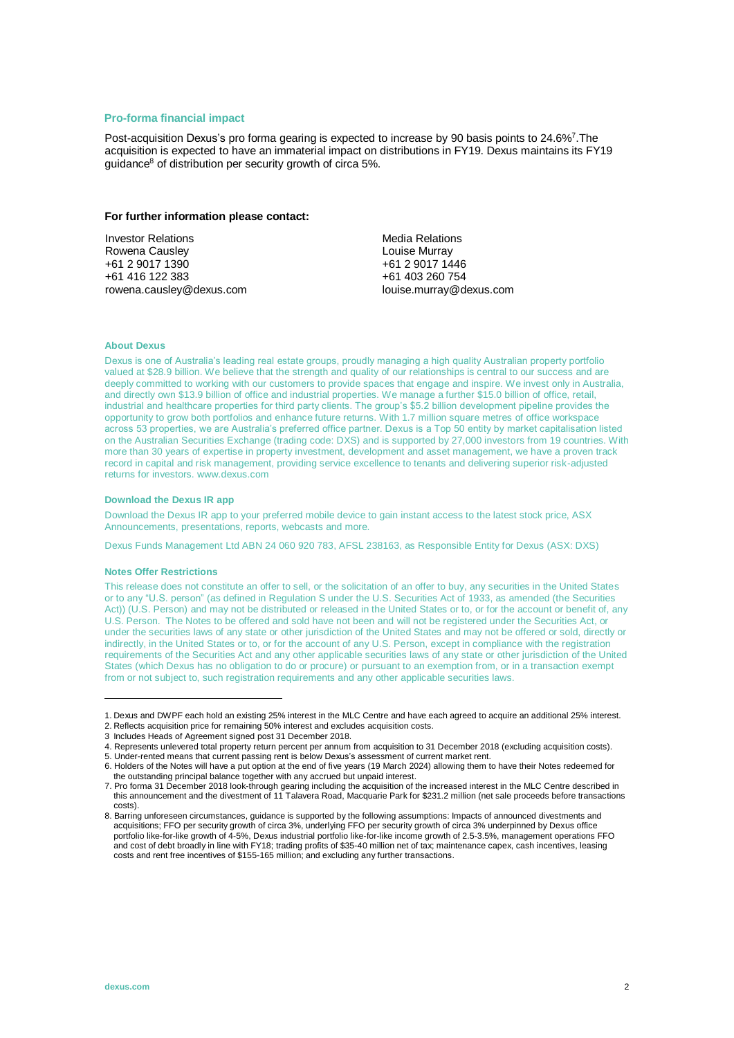### Pro-forma financial impact

Post-acquisition Dexus's pro forma gearing is expected to increase by 90 basis points to 24.6%[7]. The acquisition is expected to have an immaterial impact on distributions in FY19. Dexus maintains its FY19 guidance[8] of distribution per security growth of circa 5%.

**For further information please contact:**

Investor Relations
Rowena Causley
+61 2 9017 1390
+61 416 122 383
rowena.causley@dexus.com

Media Relations
Louise Murray
+61 2 9017 1446
+61 403 260 754
louise.murray@dexus.com

#### About Dexus

Dexus is one of Australia's leading real estate groups, proudly managing a high quality Australian property portfolio valued at $28.9 billion. We believe that the strength and quality of our relationships is central to our success and are deeply committed to working with our customers to provide spaces that engage and inspire. We invest only in Australia, and directly own $13.9 billion of office and industrial properties. We manage a further $15.0 billion of office, retail, industrial and healthcare properties for third party clients. The group's $5.2 billion development pipeline provides the opportunity to grow both portfolios and enhance future returns. With 1.7 million square metres of office workspace across 53 properties, we are Australia's preferred office partner. Dexus is a Top 50 entity by market capitalisation listed on the Australian Securities Exchange (trading code: DXS) and is supported by 27,000 investors from 19 countries. With more than 30 years of expertise in property investment, development and asset management, we have a proven track record in capital and risk management, providing service excellence to tenants and delivering superior risk-adjusted returns for investors. www.dexus.com

#### Download the Dexus IR app

Download the Dexus IR app to your preferred mobile device to gain instant access to the latest stock price, ASX Announcements, presentations, reports, webcasts and more.

Dexus Funds Management Ltd ABN 24 060 920 783, AFSL 238163, as Responsible Entity for Dexus (ASX: DXS)

#### Notes Offer Restrictions

This release does not constitute an offer to sell, or the solicitation of an offer to buy, any securities in the United States or to any "U.S. person" (as defined in Regulation S under the U.S. Securities Act of 1933, as amended (the Securities Act)) (U.S. Person) and may not be distributed or released in the United States or to, or for the account or benefit of, any U.S. Person. The Notes to be offered and sold have not been and will not be registered under the Securities Act, or under the securities laws of any state or other jurisdiction of the United States and may not be offered or sold, directly or indirectly, in the United States or to, or for the account of any U.S. Person, except in compliance with the registration requirements of the Securities Act and any other applicable securities laws of any state or other jurisdiction of the United States (which Dexus has no obligation to do or procure) or pursuant to an exemption from, or in a transaction exempt from or not subject to, such registration requirements and any other applicable securities laws.

---

1. Dexus and DWPF each hold an existing 25% interest in the MLC Centre and have each agreed to acquire an additional 25% interest.
2. Reflects acquisition price for remaining 50% interest and excludes acquisition costs.
3. Includes Heads of Agreement signed post 31 December 2018.
4. Represents unlevered total property return percent per annum from acquisition to 31 December 2018 (excluding acquisition costs).
5. Under-rented means that current passing rent is below Dexus's assessment of current market rent.
6. Holders of the Notes will have a put option at the end of five years (19 March 2024) allowing them to have their Notes redeemed for the outstanding principal balance together with any accrued but unpaid interest.
7. Pro forma 31 December 2018 look-through gearing including the acquisition of the increased interest in the MLC Centre described in this announcement and the divestment of 11 Talavera Road, Macquarie Park for $231.2 million (net sale proceeds before transactions costs).
8. Barring unforeseen circumstances, guidance is supported by the following assumptions: Impacts of announced divestments and acquisitions; FFO per security growth of circa 3%, underlying FFO per security growth of circa 3% underpinned by Dexus office portfolio like-for-like growth of 4-5%, Dexus industrial portfolio like-for-like income growth of 2.5-3.5%, management operations FFO and cost of debt broadly in line with FY18; trading profits of $35-40 million net of tax; maintenance capex, cash incentives, leasing costs and rent free incentives of $155-165 million; and excluding any further transactions.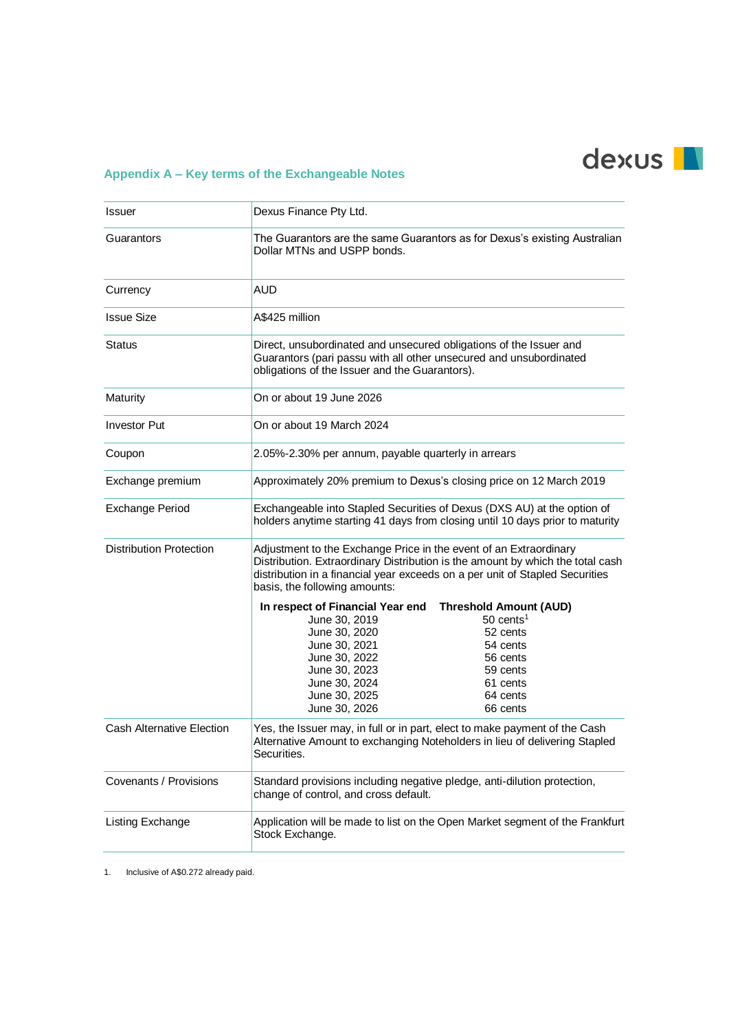## Appendix A – Key terms of the Exchangeable Notes

| | |
|---|---|
| Issuer | Dexus Finance Pty Ltd. |
| Guarantors | The Guarantors are the same Guarantors as for Dexus's existing Australian Dollar MTNs and USPP bonds. |
| Currency | AUD |
| Issue Size | A$425 million |
| Status | Direct, unsubordinated and unsecured obligations of the Issuer and Guarantors (pari passu with all other unsecured and unsubordinated obligations of the Issuer and the Guarantors). |
| Maturity | On or about 19 June 2026 |
| Investor Put | On or about 19 March 2024 |
| Coupon | 2.05%-2.30% per annum, payable quarterly in arrears |
| Exchange premium | Approximately 20% premium to Dexus's closing price on 12 March 2019 |
| Exchange Period | Exchangeable into Stapled Securities of Dexus (DXS AU) at the option of holders anytime starting 41 days from closing until 10 days prior to maturity |
| Distribution Protection | Adjustment to the Exchange Price in the event of an Extraordinary Distribution. Extraordinary Distribution is the amount by which the total cash distribution in a financial year exceeds on a per unit of Stapled Securities basis, the following amounts:<br><br>**In respect of Financial Year end** / **Threshold Amount (AUD)**<br>June 30, 2019 – 50 cents[1]<br>June 30, 2020 – 52 cents<br>June 30, 2021 – 54 cents<br>June 30, 2022 – 56 cents<br>June 30, 2023 – 59 cents<br>June 30, 2024 – 61 cents<br>June 30, 2025 – 64 cents<br>June 30, 2026 – 66 cents |
| Cash Alternative Election | Yes, the Issuer may, in full or in part, elect to make payment of the Cash Alternative Amount to exchanging Noteholders in lieu of delivering Stapled Securities. |
| Covenants / Provisions | Standard provisions including negative pledge, anti-dilution protection, change of control, and cross default. |
| Listing Exchange | Application will be made to list on the Open Market segment of the Frankfurt Stock Exchange. |

1. Inclusive of A$0.272 already paid.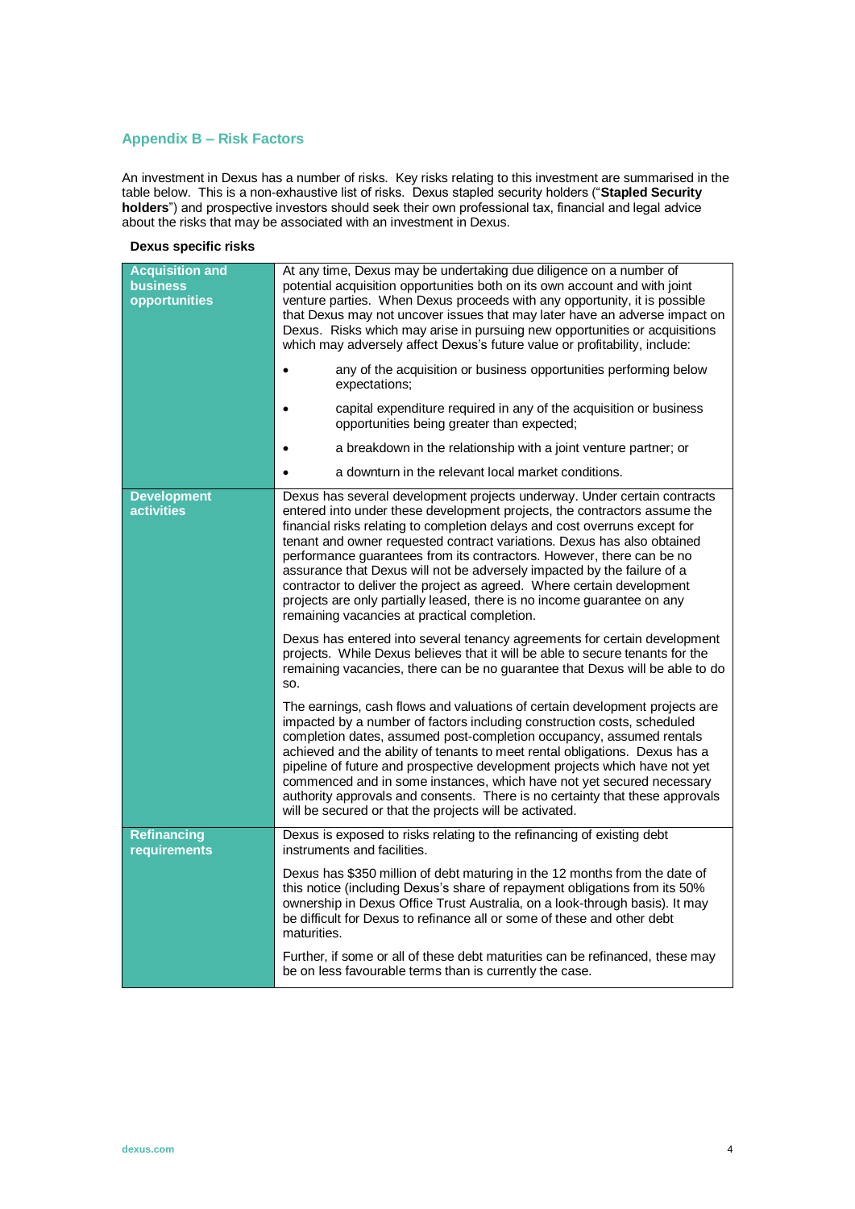## Appendix B – Risk Factors

An investment in Dexus has a number of risks. Key risks relating to this investment are summarised in the table below. This is a non-exhaustive list of risks. Dexus stapled security holders ("**Stapled Security holders**") and prospective investors should seek their own professional tax, financial and legal advice about the risks that may be associated with an investment in Dexus.

**Dexus specific risks**

| Risk | Description |
|---|---|
| **Acquisition and business opportunities** | At any time, Dexus may be undertaking due diligence on a number of potential acquisition opportunities both on its own account and with joint venture parties. When Dexus proceeds with any opportunity, it is possible that Dexus may not uncover issues that may later have an adverse impact on Dexus. Risks which may arise in pursuing new opportunities or acquisitions which may adversely affect Dexus's future value or profitability, include:<br>• any of the acquisition or business opportunities performing below expectations;<br>• capital expenditure required in any of the acquisition or business opportunities being greater than expected;<br>• a breakdown in the relationship with a joint venture partner; or<br>• a downturn in the relevant local market conditions. |
| **Development activities** | Dexus has several development projects underway. Under certain contracts entered into under these development projects, the contractors assume the financial risks relating to completion delays and cost overruns except for tenant and owner requested contract variations. Dexus has also obtained performance guarantees from its contractors. However, there can be no assurance that Dexus will not be adversely impacted by the failure of a contractor to deliver the project as agreed. Where certain development projects are only partially leased, there is no income guarantee on any remaining vacancies at practical completion.<br><br>Dexus has entered into several tenancy agreements for certain development projects. While Dexus believes that it will be able to secure tenants for the remaining vacancies, there can be no guarantee that Dexus will be able to do so.<br><br>The earnings, cash flows and valuations of certain development projects are impacted by a number of factors including construction costs, scheduled completion dates, assumed post-completion occupancy, assumed rentals achieved and the ability of tenants to meet rental obligations. Dexus has a pipeline of future and prospective development projects which have not yet commenced and in some instances, which have not yet secured necessary authority approvals and consents. There is no certainty that these approvals will be secured or that the projects will be activated. |
| **Refinancing requirements** | Dexus is exposed to risks relating to the refinancing of existing debt instruments and facilities.<br><br>Dexus has $350 million of debt maturing in the 12 months from the date of this notice (including Dexus's share of repayment obligations from its 50% ownership in Dexus Office Trust Australia, on a look-through basis). It may be difficult for Dexus to refinance all or some of these and other debt maturities.<br><br>Further, if some or all of these debt maturities can be refinanced, these may be on less favourable terms than is currently the case. |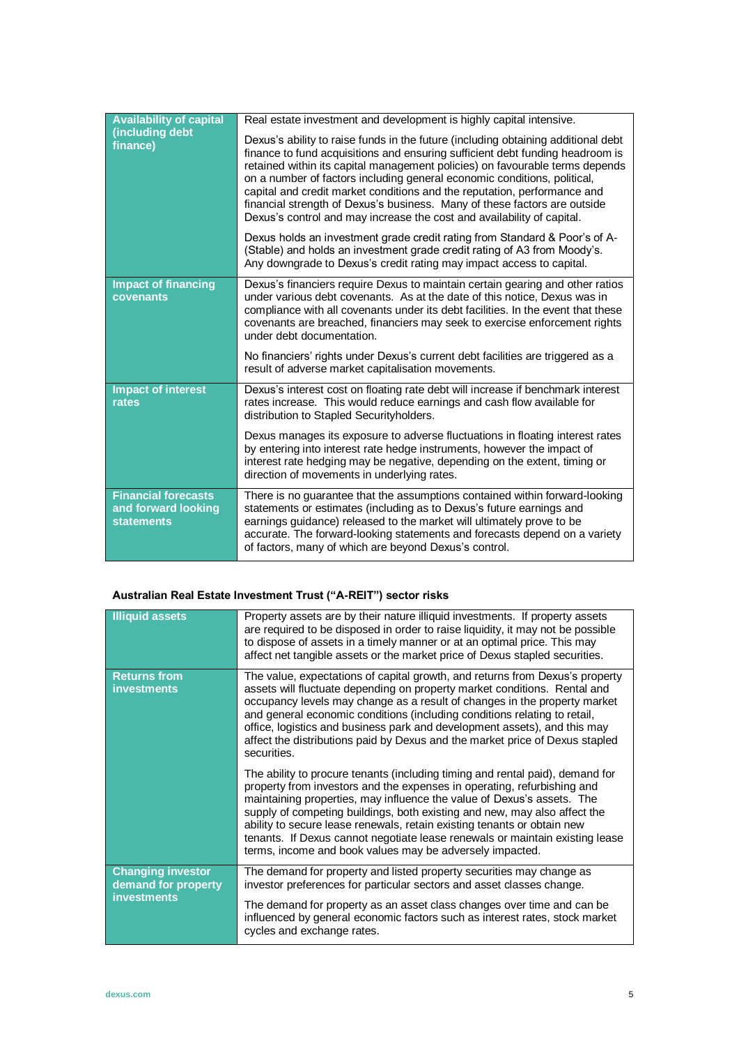| Availability of capital (including debt finance) | Real estate investment and development is highly capital intensive.<br><br>Dexus's ability to raise funds in the future (including obtaining additional debt finance to fund acquisitions and ensuring sufficient debt funding headroom is retained within its capital management policies) on favourable terms depends on a number of factors including general economic conditions, political, capital and credit market conditions and the reputation, performance and financial strength of Dexus's business. Many of these factors are outside Dexus's control and may increase the cost and availability of capital.<br><br>Dexus holds an investment grade credit rating from Standard & Poor's of A- (Stable) and holds an investment grade credit rating of A3 from Moody's. Any downgrade to Dexus's credit rating may impact access to capital. |
|---|---|
| **Impact of financing covenants** | Dexus's financiers require Dexus to maintain certain gearing and other ratios under various debt covenants. As at the date of this notice, Dexus was in compliance with all covenants under its debt facilities. In the event that these covenants are breached, financiers may seek to exercise enforcement rights under debt documentation.<br><br>No financiers' rights under Dexus's current debt facilities are triggered as a result of adverse market capitalisation movements. |
| **Impact of interest rates** | Dexus's interest cost on floating rate debt will increase if benchmark interest rates increase. This would reduce earnings and cash flow available for distribution to Stapled Securityholders.<br><br>Dexus manages its exposure to adverse fluctuations in floating interest rates by entering into interest rate hedge instruments, however the impact of interest rate hedging may be negative, depending on the extent, timing or direction of movements in underlying rates. |
| **Financial forecasts and forward looking statements** | There is no guarantee that the assumptions contained within forward-looking statements or estimates (including as to Dexus's future earnings and earnings guidance) released to the market will ultimately prove to be accurate. The forward-looking statements and forecasts depend on a variety of factors, many of which are beyond Dexus's control. |

**Australian Real Estate Investment Trust ("A-REIT") sector risks**

| Illiquid assets | Property assets are by their nature illiquid investments. If property assets are required to be disposed in order to raise liquidity, it may not be possible to dispose of assets in a timely manner or at an optimal price. This may affect net tangible assets or the market price of Dexus stapled securities. |
|---|---|
| **Returns from investments** | The value, expectations of capital growth, and returns from Dexus's property assets will fluctuate depending on property market conditions. Rental and occupancy levels may change as a result of changes in the property market and general economic conditions (including conditions relating to retail, office, logistics and business park and development assets), and this may affect the distributions paid by Dexus and the market price of Dexus stapled securities.<br><br>The ability to procure tenants (including timing and rental paid), demand for property from investors and the expenses in operating, refurbishing and maintaining properties, may influence the value of Dexus's assets. The supply of competing buildings, both existing and new, may also affect the ability to secure lease renewals, retain existing tenants or obtain new tenants. If Dexus cannot negotiate lease renewals or maintain existing lease terms, income and book values may be adversely impacted. |
| **Changing investor demand for property investments** | The demand for property and listed property securities may change as investor preferences for particular sectors and asset classes change.<br><br>The demand for property as an asset class changes over time and can be influenced by general economic factors such as interest rates, stock market cycles and exchange rates. |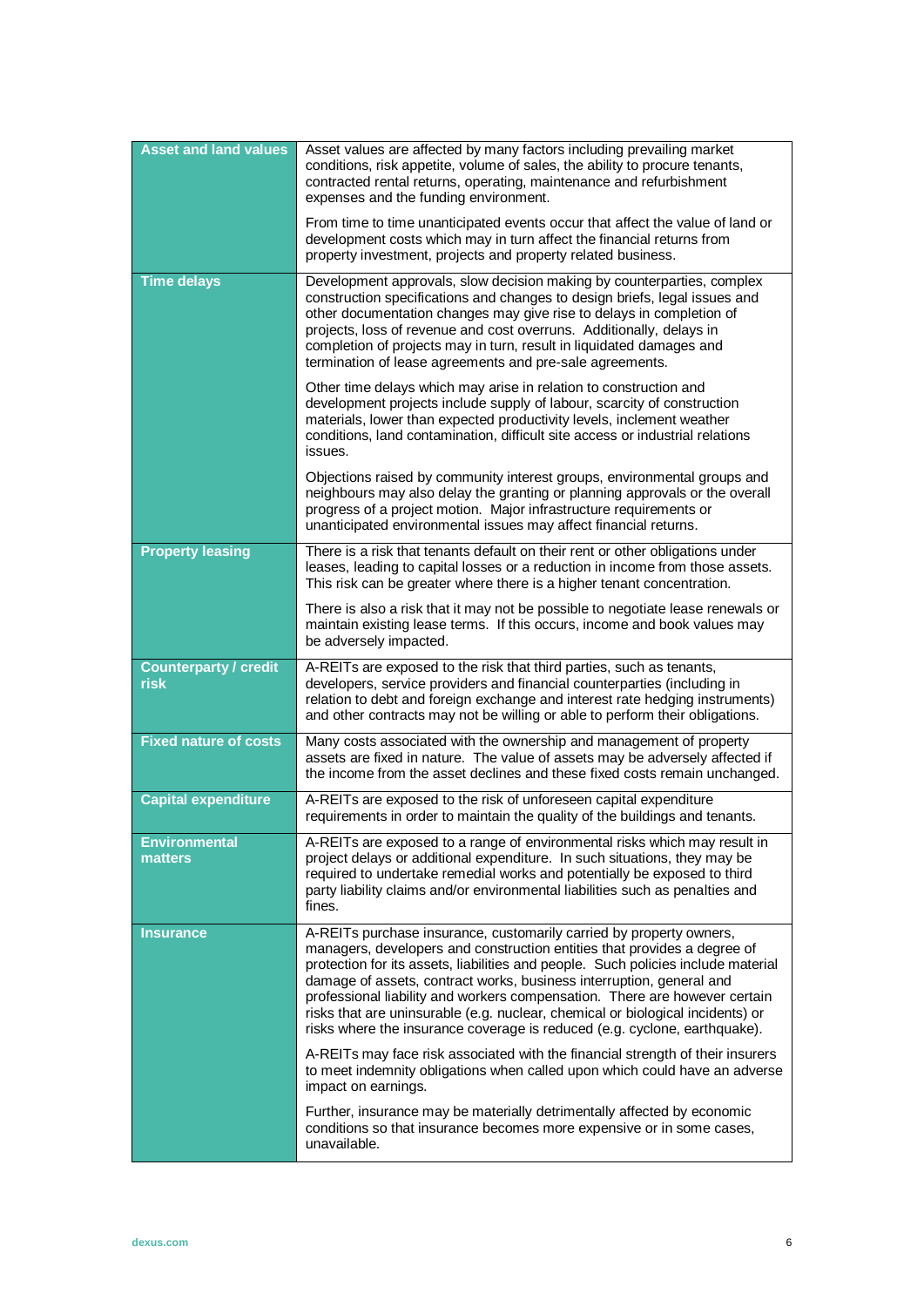| Risk | Description |
|---|---|
| **Asset and land values** | Asset values are affected by many factors including prevailing market conditions, risk appetite, volume of sales, the ability to procure tenants, contracted rental returns, operating, maintenance and refurbishment expenses and the funding environment.<br><br>From time to time unanticipated events occur that affect the value of land or development costs which may in turn affect the financial returns from property investment, projects and property related business. |
| **Time delays** | Development approvals, slow decision making by counterparties, complex construction specifications and changes to design briefs, legal issues and other documentation changes may give rise to delays in completion of projects, loss of revenue and cost overruns. Additionally, delays in completion of projects may in turn, result in liquidated damages and termination of lease agreements and pre-sale agreements.<br><br>Other time delays which may arise in relation to construction and development projects include supply of labour, scarcity of construction materials, lower than expected productivity levels, inclement weather conditions, land contamination, difficult site access or industrial relations issues.<br><br>Objections raised by community interest groups, environmental groups and neighbours may also delay the granting or planning approvals or the overall progress of a project motion. Major infrastructure requirements or unanticipated environmental issues may affect financial returns. |
| **Property leasing** | There is a risk that tenants default on their rent or other obligations under leases, leading to capital losses or a reduction in income from those assets. This risk can be greater where there is a higher tenant concentration.<br><br>There is also a risk that it may not be possible to negotiate lease renewals or maintain existing lease terms. If this occurs, income and book values may be adversely impacted. |
| **Counterparty / credit risk** | A-REITs are exposed to the risk that third parties, such as tenants, developers, service providers and financial counterparties (including in relation to debt and foreign exchange and interest rate hedging instruments) and other contracts may not be willing or able to perform their obligations. |
| **Fixed nature of costs** | Many costs associated with the ownership and management of property assets are fixed in nature. The value of assets may be adversely affected if the income from the asset declines and these fixed costs remain unchanged. |
| **Capital expenditure** | A-REITs are exposed to the risk of unforeseen capital expenditure requirements in order to maintain the quality of the buildings and tenants. |
| **Environmental matters** | A-REITs are exposed to a range of environmental risks which may result in project delays or additional expenditure. In such situations, they may be required to undertake remedial works and potentially be exposed to third party liability claims and/or environmental liabilities such as penalties and fines. |
| **Insurance** | A-REITs purchase insurance, customarily carried by property owners, managers, developers and construction entities that provides a degree of protection for its assets, liabilities and people. Such policies include material damage of assets, contract works, business interruption, general and professional liability and workers compensation. There are however certain risks that are uninsurable (e.g. nuclear, chemical or biological incidents) or risks where the insurance coverage is reduced (e.g. cyclone, earthquake).<br><br>A-REITs may face risk associated with the financial strength of their insurers to meet indemnity obligations when called upon which could have an adverse impact on earnings.<br><br>Further, insurance may be materially detrimentally affected by economic conditions so that insurance becomes more expensive or in some cases, unavailable. |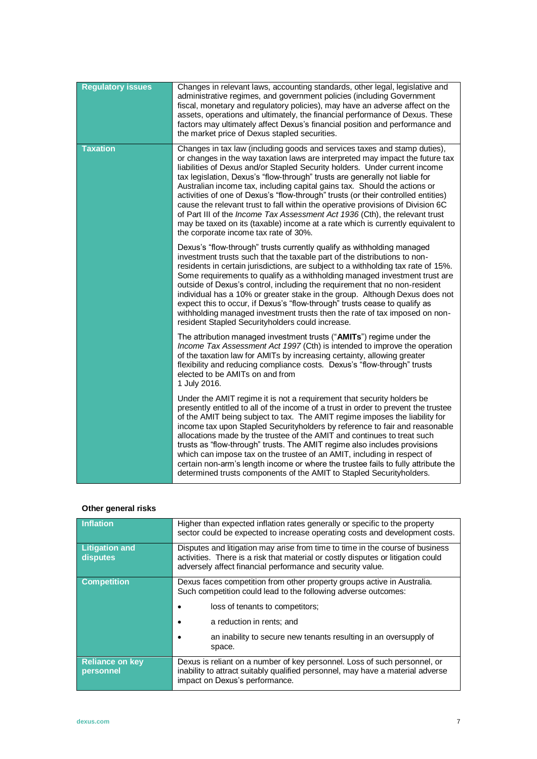| Regulatory issues | Changes in relevant laws, accounting standards, other legal, legislative and administrative regimes, and government policies (including Government fiscal, monetary and regulatory policies), may have an adverse affect on the assets, operations and ultimately, the financial performance of Dexus. These factors may ultimately affect Dexus's financial position and performance and the market price of Dexus stapled securities. |
|---|---|
| Taxation | Changes in tax law (including goods and services taxes and stamp duties), or changes in the way taxation laws are interpreted may impact the future tax liabilities of Dexus and/or Stapled Security holders. Under current income tax legislation, Dexus's "flow-through" trusts are generally not liable for Australian income tax, including capital gains tax. Should the actions or activities of one of Dexus's "flow-through" trusts (or their controlled entities) cause the relevant trust to fall within the operative provisions of Division 6C of Part III of the *Income Tax Assessment Act 1936* (Cth), the relevant trust may be taxed on its (taxable) income at a rate which is currently equivalent to the corporate income tax rate of 30%.<br><br>Dexus's "flow-through" trusts currently qualify as withholding managed investment trusts such that the taxable part of the distributions to non-residents in certain jurisdictions, are subject to a withholding tax rate of 15%. Some requirements to qualify as a withholding managed investment trust are outside of Dexus's control, including the requirement that no non-resident individual has a 10% or greater stake in the group. Although Dexus does not expect this to occur, if Dexus's "flow-through" trusts cease to qualify as withholding managed investment trusts then the rate of tax imposed on non-resident Stapled Securityholders could increase.<br><br>The attribution managed investment trusts ("**AMITs**") regime under the *Income Tax Assessment Act 1997* (Cth) is intended to improve the operation of the taxation law for AMITs by increasing certainty, allowing greater flexibility and reducing compliance costs. Dexus's "flow-through" trusts elected to be AMITs on and from 1 July 2016.<br><br>Under the AMIT regime it is not a requirement that security holders be presently entitled to all of the income of a trust in order to prevent the trustee of the AMIT being subject to tax. The AMIT regime imposes the liability for income tax upon Stapled Securityholders by reference to fair and reasonable allocations made by the trustee of the AMIT and continues to treat such trusts as "flow-through" trusts. The AMIT regime also includes provisions which can impose tax on the trustee of an AMIT, including in respect of certain non-arm's length income or where the trustee fails to fully attribute the determined trusts components of the AMIT to Stapled Securityholders. |

**Other general risks**

| Inflation | Higher than expected inflation rates generally or specific to the property sector could be expected to increase operating costs and development costs. |
|---|---|
| Litigation and disputes | Disputes and litigation may arise from time to time in the course of business activities. There is a risk that material or costly disputes or litigation could adversely affect financial performance and security value. |
| Competition | Dexus faces competition from other property groups active in Australia. Such competition could lead to the following adverse outcomes:<br>• loss of tenants to competitors;<br>• a reduction in rents; and<br>• an inability to secure new tenants resulting in an oversupply of space. |
| Reliance on key personnel | Dexus is reliant on a number of key personnel. Loss of such personnel, or inability to attract suitably qualified personnel, may have a material adverse impact on Dexus's performance. |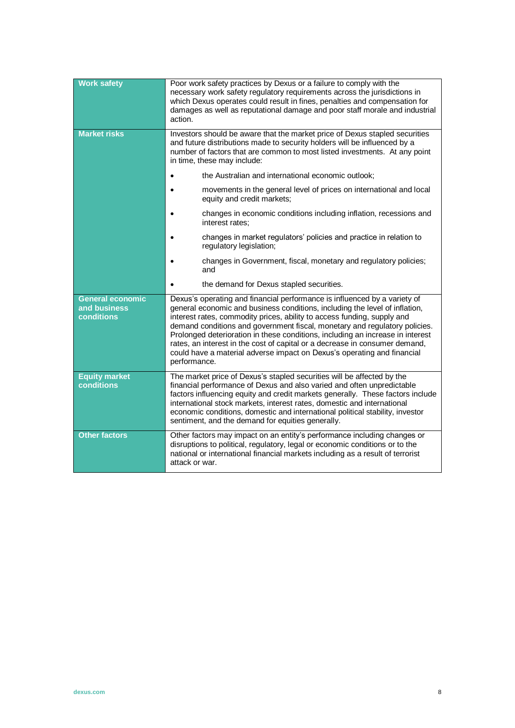| | |
|---|---|
| **Work safety** | Poor work safety practices by Dexus or a failure to comply with the necessary work safety regulatory requirements across the jurisdictions in which Dexus operates could result in fines, penalties and compensation for damages as well as reputational damage and poor staff morale and industrial action. |
| **Market risks** | Investors should be aware that the market price of Dexus stapled securities and future distributions made to security holders will be influenced by a number of factors that are common to most listed investments. At any point in time, these may include:<br>• the Australian and international economic outlook;<br>• movements in the general level of prices on international and local equity and credit markets;<br>• changes in economic conditions including inflation, recessions and interest rates;<br>• changes in market regulators' policies and practice in relation to regulatory legislation;<br>• changes in Government, fiscal, monetary and regulatory policies; and<br>• the demand for Dexus stapled securities. |
| **General economic and business conditions** | Dexus's operating and financial performance is influenced by a variety of general economic and business conditions, including the level of inflation, interest rates, commodity prices, ability to access funding, supply and demand conditions and government fiscal, monetary and regulatory policies. Prolonged deterioration in these conditions, including an increase in interest rates, an interest in the cost of capital or a decrease in consumer demand, could have a material adverse impact on Dexus's operating and financial performance. |
| **Equity market conditions** | The market price of Dexus's stapled securities will be affected by the financial performance of Dexus and also varied and often unpredictable factors influencing equity and credit markets generally. These factors include international stock markets, interest rates, domestic and international economic conditions, domestic and international political stability, investor sentiment, and the demand for equities generally. |
| **Other factors** | Other factors may impact on an entity's performance including changes or disruptions to political, regulatory, legal or economic conditions or to the national or international financial markets including as a result of terrorist attack or war. |